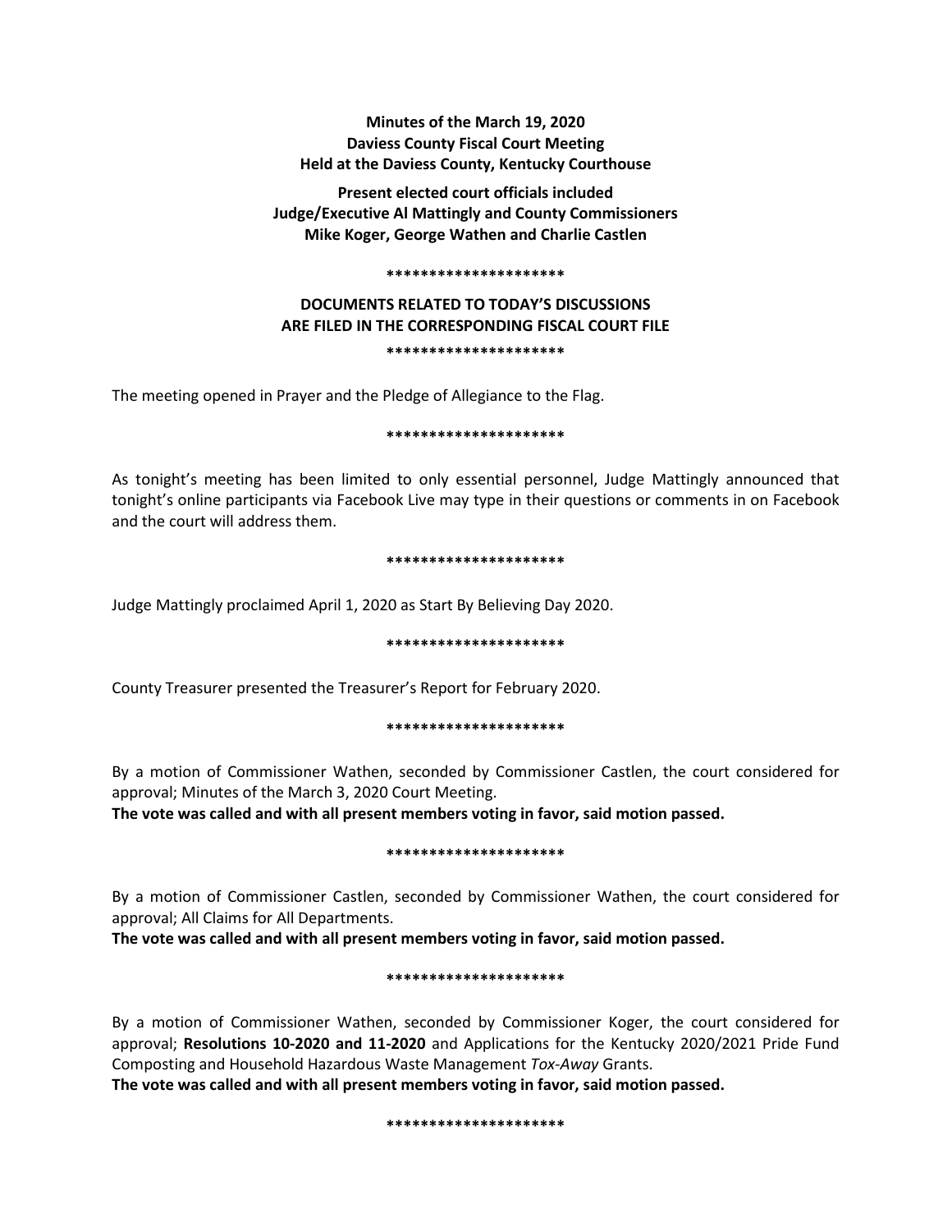**Minutes of the March 19, 2020**
**Daviess County Fiscal Court Meeting**
**Held at the Daviess County, Kentucky Courthouse**

**Present elected court officials included**
**Judge/Executive Al Mattingly and County Commissioners**
**Mike Koger, George Wathen and Charlie Castlen**

*********************

**DOCUMENTS RELATED TO TODAY'S DISCUSSIONS ARE FILED IN THE CORRESPONDING FISCAL COURT FILE**

*********************

The meeting opened in Prayer and the Pledge of Allegiance to the Flag.

*********************

As tonight's meeting has been limited to only essential personnel, Judge Mattingly announced that tonight's online participants via Facebook Live may type in their questions or comments in on Facebook and the court will address them.

*********************

Judge Mattingly proclaimed April 1, 2020 as Start By Believing Day 2020.

*********************

County Treasurer presented the Treasurer's Report for February 2020.

*********************

By a motion of Commissioner Wathen, seconded by Commissioner Castlen, the court considered for approval; Minutes of the March 3, 2020 Court Meeting.
**The vote was called and with all present members voting in favor, said motion passed.**

*********************

By a motion of Commissioner Castlen, seconded by Commissioner Wathen, the court considered for approval; All Claims for All Departments.
**The vote was called and with all present members voting in favor, said motion passed.**

*********************

By a motion of Commissioner Wathen, seconded by Commissioner Koger, the court considered for approval; **Resolutions 10-2020 and 11-2020** and Applications for the Kentucky 2020/2021 Pride Fund Composting and Household Hazardous Waste Management *Tox-Away* Grants.
**The vote was called and with all present members voting in favor, said motion passed.**

*********************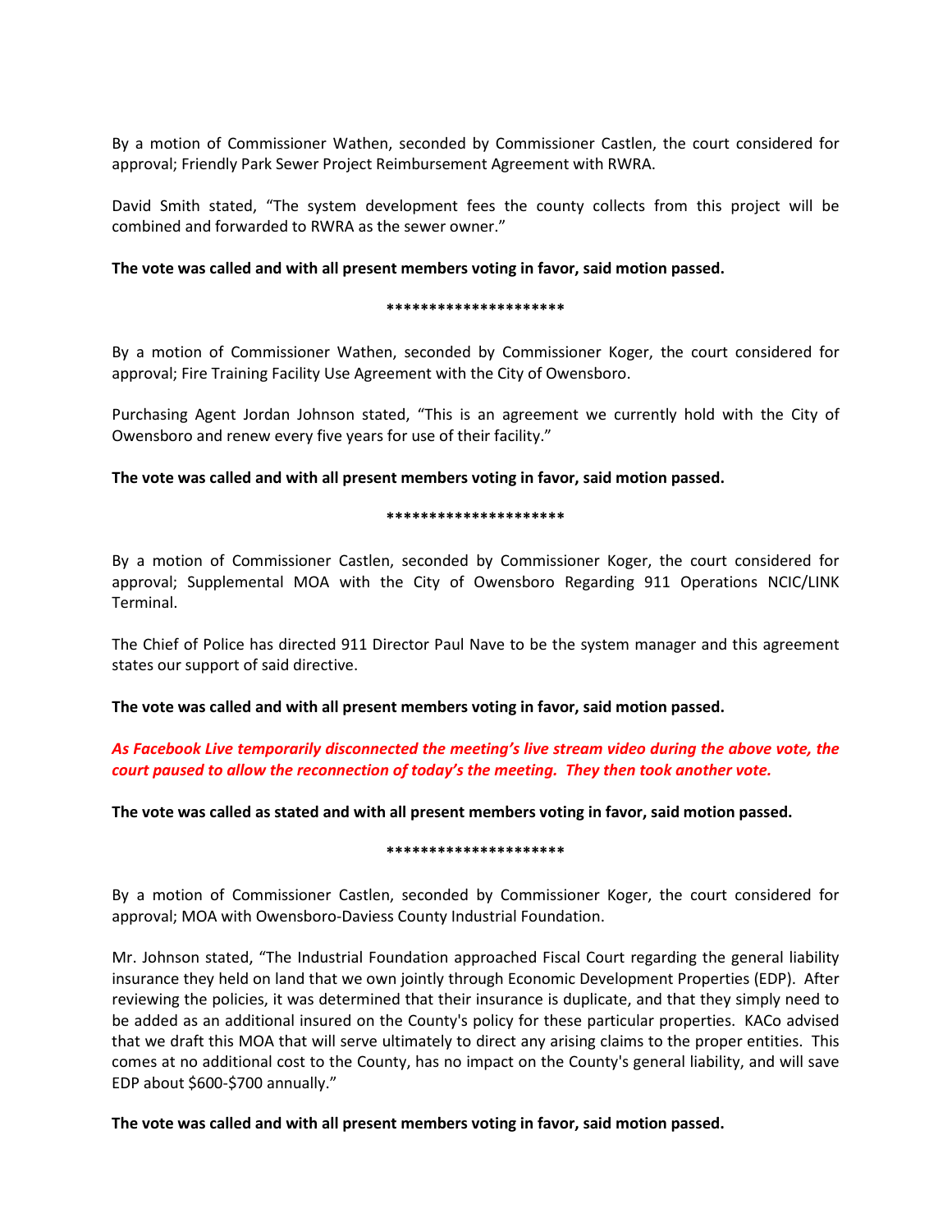By a motion of Commissioner Wathen, seconded by Commissioner Castlen, the court considered for approval; Friendly Park Sewer Project Reimbursement Agreement with RWRA.

David Smith stated, "The system development fees the county collects from this project will be combined and forwarded to RWRA as the sewer owner."

**The vote was called and with all present members voting in favor, said motion passed.**

*********************

By a motion of Commissioner Wathen, seconded by Commissioner Koger, the court considered for approval; Fire Training Facility Use Agreement with the City of Owensboro.

Purchasing Agent Jordan Johnson stated, "This is an agreement we currently hold with the City of Owensboro and renew every five years for use of their facility."

**The vote was called and with all present members voting in favor, said motion passed.**

*********************

By a motion of Commissioner Castlen, seconded by Commissioner Koger, the court considered for approval; Supplemental MOA with the City of Owensboro Regarding 911 Operations NCIC/LINK Terminal.

The Chief of Police has directed 911 Director Paul Nave to be the system manager and this agreement states our support of said directive.

**The vote was called and with all present members voting in favor, said motion passed.**

***As Facebook Live temporarily disconnected the meeting's live stream video during the above vote, the court paused to allow the reconnection of today's the meeting. They then took another vote.***

**The vote was called as stated and with all present members voting in favor, said motion passed.**

*********************

By a motion of Commissioner Castlen, seconded by Commissioner Koger, the court considered for approval; MOA with Owensboro-Daviess County Industrial Foundation.

Mr. Johnson stated, "The Industrial Foundation approached Fiscal Court regarding the general liability insurance they held on land that we own jointly through Economic Development Properties (EDP). After reviewing the policies, it was determined that their insurance is duplicate, and that they simply need to be added as an additional insured on the County's policy for these particular properties. KACo advised that we draft this MOA that will serve ultimately to direct any arising claims to the proper entities. This comes at no additional cost to the County, has no impact on the County's general liability, and will save EDP about $600-$700 annually."

**The vote was called and with all present members voting in favor, said motion passed.**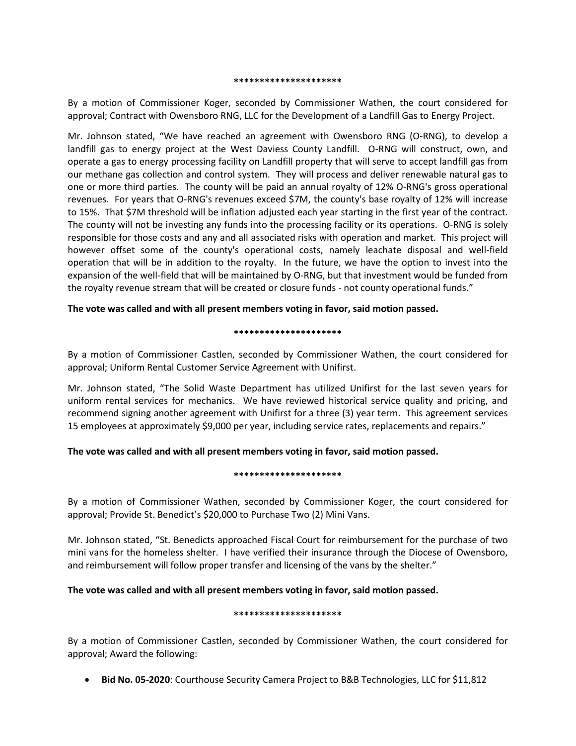*********************

By a motion of Commissioner Koger, seconded by Commissioner Wathen, the court considered for approval; Contract with Owensboro RNG, LLC for the Development of a Landfill Gas to Energy Project.

Mr. Johnson stated, "We have reached an agreement with Owensboro RNG (O-RNG), to develop a landfill gas to energy project at the West Daviess County Landfill. O-RNG will construct, own, and operate a gas to energy processing facility on Landfill property that will serve to accept landfill gas from our methane gas collection and control system. They will process and deliver renewable natural gas to one or more third parties. The county will be paid an annual royalty of 12% O-RNG's gross operational revenues. For years that O-RNG's revenues exceed $7M, the county's base royalty of 12% will increase to 15%. That $7M threshold will be inflation adjusted each year starting in the first year of the contract. The county will not be investing any funds into the processing facility or its operations. O-RNG is solely responsible for those costs and any and all associated risks with operation and market. This project will however offset some of the county's operational costs, namely leachate disposal and well-field operation that will be in addition to the royalty. In the future, we have the option to invest into the expansion of the well-field that will be maintained by O-RNG, but that investment would be funded from the royalty revenue stream that will be created or closure funds - not county operational funds."

**The vote was called and with all present members voting in favor, said motion passed.**

*********************

By a motion of Commissioner Castlen, seconded by Commissioner Wathen, the court considered for approval; Uniform Rental Customer Service Agreement with Unifirst.

Mr. Johnson stated, "The Solid Waste Department has utilized Unifirst for the last seven years for uniform rental services for mechanics. We have reviewed historical service quality and pricing, and recommend signing another agreement with Unifirst for a three (3) year term. This agreement services 15 employees at approximately $9,000 per year, including service rates, replacements and repairs."

**The vote was called and with all present members voting in favor, said motion passed.**

*********************

By a motion of Commissioner Wathen, seconded by Commissioner Koger, the court considered for approval; Provide St. Benedict's $20,000 to Purchase Two (2) Mini Vans.

Mr. Johnson stated, "St. Benedicts approached Fiscal Court for reimbursement for the purchase of two mini vans for the homeless shelter. I have verified their insurance through the Diocese of Owensboro, and reimbursement will follow proper transfer and licensing of the vans by the shelter."

**The vote was called and with all present members voting in favor, said motion passed.**

*********************

By a motion of Commissioner Castlen, seconded by Commissioner Wathen, the court considered for approval; Award the following:

- **Bid No. 05-2020**: Courthouse Security Camera Project to B&B Technologies, LLC for $11,812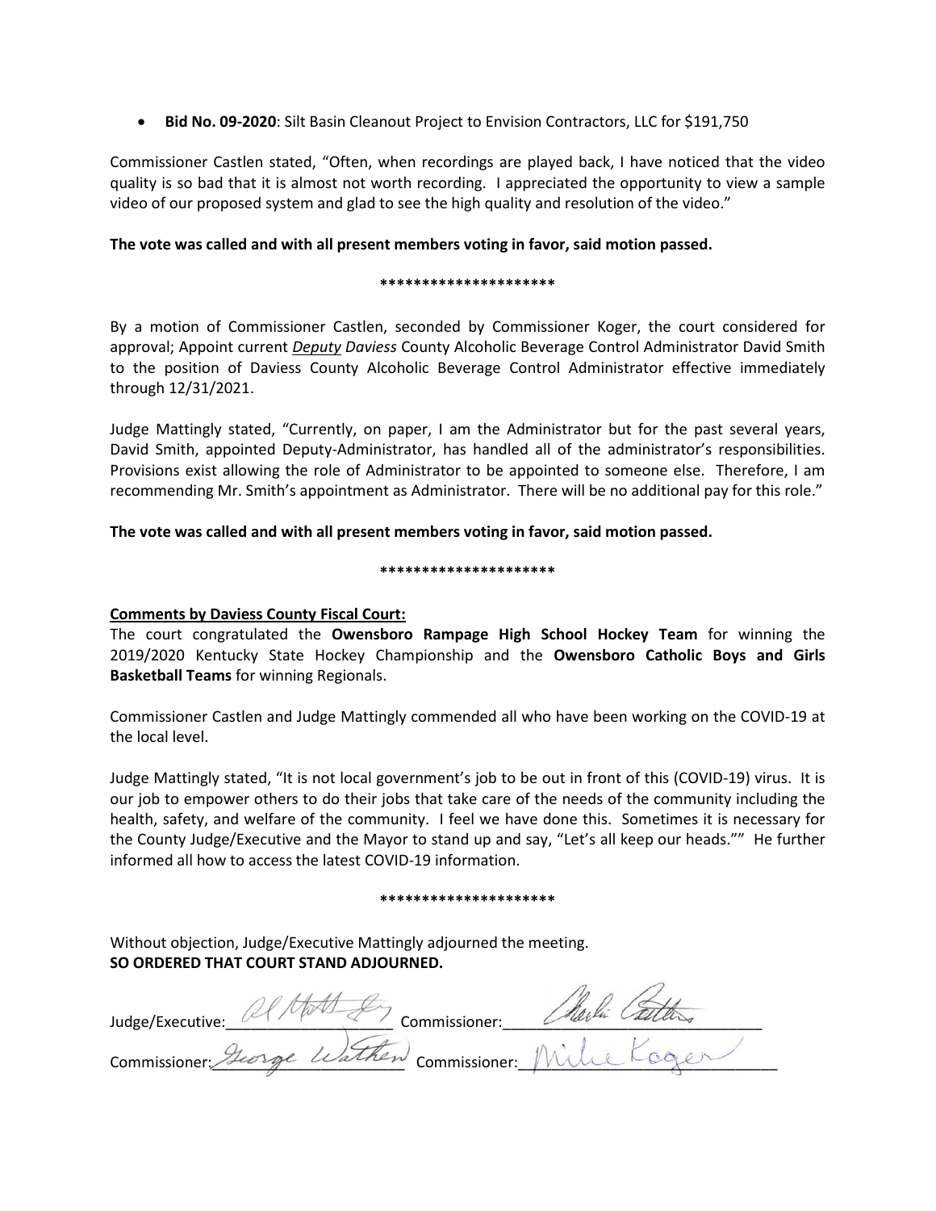- **Bid No. 09-2020**: Silt Basin Cleanout Project to Envision Contractors, LLC for $191,750

Commissioner Castlen stated, "Often, when recordings are played back, I have noticed that the video quality is so bad that it is almost not worth recording. I appreciated the opportunity to view a sample video of our proposed system and glad to see the high quality and resolution of the video."

**The vote was called and with all present members voting in favor, said motion passed.**

**********************

By a motion of Commissioner Castlen, seconded by Commissioner Koger, the court considered for approval; Appoint current ***Deputy*** *Daviess* County Alcoholic Beverage Control Administrator David Smith to the position of Daviess County Alcoholic Beverage Control Administrator effective immediately through 12/31/2021.

Judge Mattingly stated, "Currently, on paper, I am the Administrator but for the past several years, David Smith, appointed Deputy-Administrator, has handled all of the administrator's responsibilities. Provisions exist allowing the role of Administrator to be appointed to someone else. Therefore, I am recommending Mr. Smith's appointment as Administrator. There will be no additional pay for this role."

**The vote was called and with all present members voting in favor, said motion passed.**

**********************

**Comments by Daviess County Fiscal Court:**

The court congratulated the **Owensboro Rampage High School Hockey Team** for winning the 2019/2020 Kentucky State Hockey Championship and the **Owensboro Catholic Boys and Girls Basketball Teams** for winning Regionals.

Commissioner Castlen and Judge Mattingly commended all who have been working on the COVID-19 at the local level.

Judge Mattingly stated, "It is not local government's job to be out in front of this (COVID-19) virus. It is our job to empower others to do their jobs that take care of the needs of the community including the health, safety, and welfare of the community. I feel we have done this. Sometimes it is necessary for the County Judge/Executive and the Mayor to stand up and say, "Let's all keep our heads."" He further informed all how to access the latest COVID-19 information.

**********************

Without objection, Judge/Executive Mattingly adjourned the meeting.
**SO ORDERED THAT COURT STAND ADJOURNED.**

Judge/Executive: Al Mattingly Commissioner: Charlie Castlen

Commissioner: George Wathen Commissioner: Mike Koger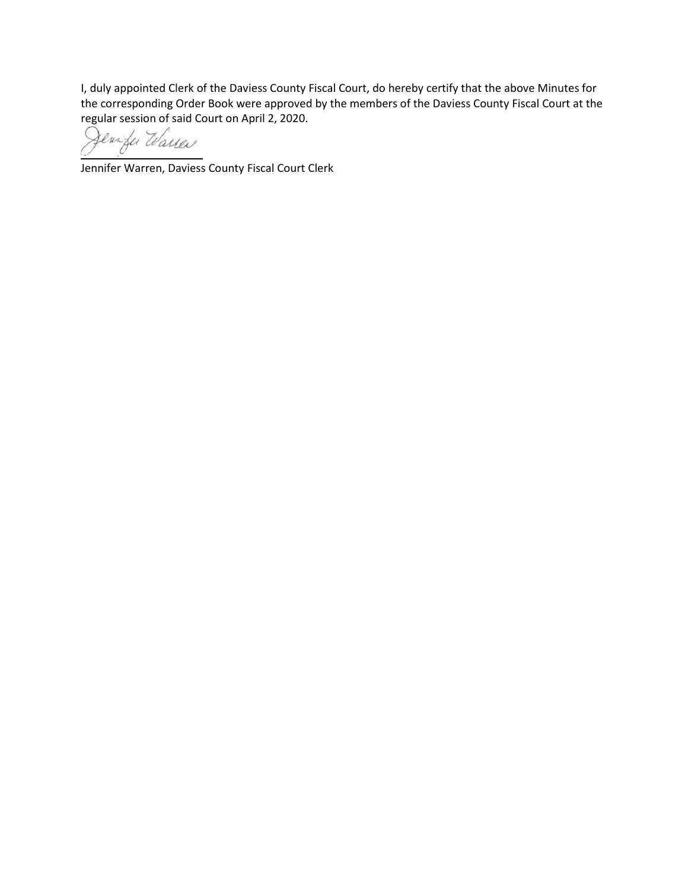I, duly appointed Clerk of the Daviess County Fiscal Court, do hereby certify that the above Minutes for the corresponding Order Book were approved by the members of the Daviess County Fiscal Court at the regular session of said Court on April 2, 2020.

Jennifer Warren

Jennifer Warren, Daviess County Fiscal Court Clerk